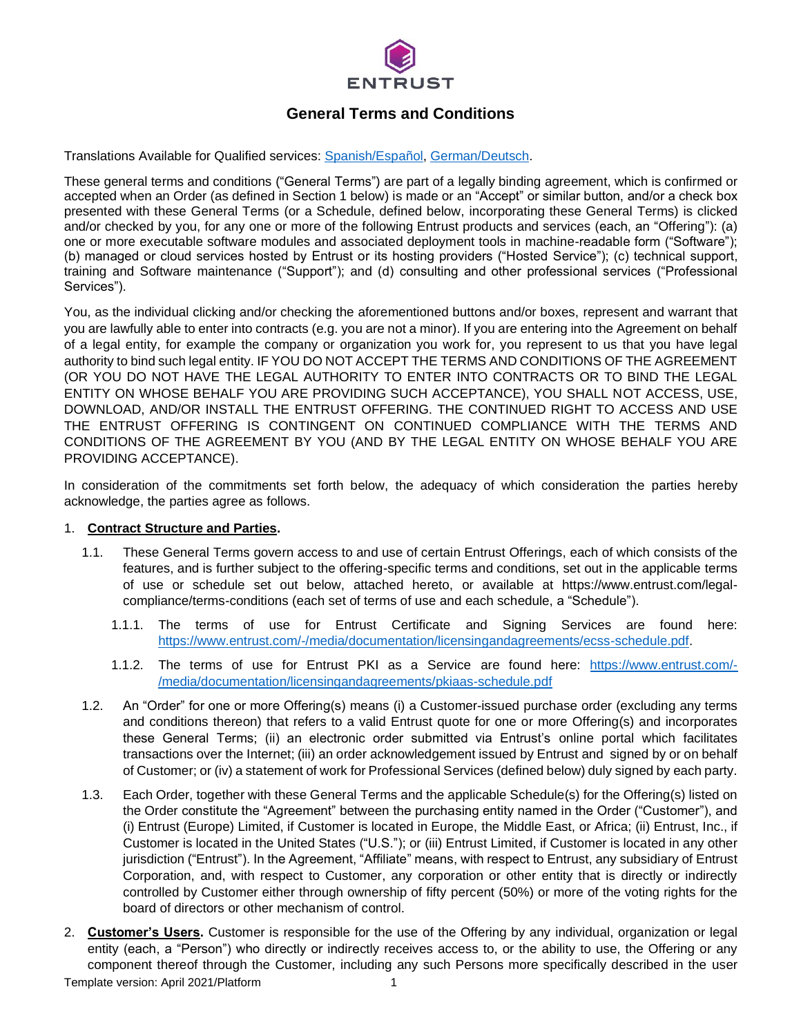# General Terms and Conditions

Translations Available for Qualified services: Spanish/Español, German/Deutsch.

These general terms and conditions ("General Terms") are part of a legally binding agreement, which is confirmed or accepted when an Order (as defined in Section 1 below) is made or an "Accept" or similar button, and/or a check box presented with these General Terms (or a Schedule, defined below, incorporating these General Terms) is clicked and/or checked by you, for any one or more of the following Entrust products and services (each, an "Offering"): (a) one or more executable software modules and associated deployment tools in machine-readable form ("Software"); (b) managed or cloud services hosted by Entrust or its hosting providers ("Hosted Service"); (c) technical support, training and Software maintenance ("Support"); and (d) consulting and other professional services ("Professional Services").

You, as the individual clicking and/or checking the aforementioned buttons and/or boxes, represent and warrant that you are lawfully able to enter into contracts (e.g. you are not a minor). If you are entering into the Agreement on behalf of a legal entity, for example the company or organization you work for, you represent to us that you have legal authority to bind such legal entity. IF YOU DO NOT ACCEPT THE TERMS AND CONDITIONS OF THE AGREEMENT (OR YOU DO NOT HAVE THE LEGAL AUTHORITY TO ENTER INTO CONTRACTS OR TO BIND THE LEGAL ENTITY ON WHOSE BEHALF YOU ARE PROVIDING SUCH ACCEPTANCE), YOU SHALL NOT ACCESS, USE, DOWNLOAD, AND/OR INSTALL THE ENTRUST OFFERING. THE CONTINUED RIGHT TO ACCESS AND USE THE ENTRUST OFFERING IS CONTINGENT ON CONTINUED COMPLIANCE WITH THE TERMS AND CONDITIONS OF THE AGREEMENT BY YOU (AND BY THE LEGAL ENTITY ON WHOSE BEHALF YOU ARE PROVIDING ACCEPTANCE).

In consideration of the commitments set forth below, the adequacy of which consideration the parties hereby acknowledge, the parties agree as follows.

1. **Contract Structure and Parties.**

   1.1. These General Terms govern access to and use of certain Entrust Offerings, each of which consists of the features, and is further subject to the offering-specific terms and conditions, set out in the applicable terms of use or schedule set out below, attached hereto, or available at https://www.entrust.com/legal-compliance/terms-conditions (each set of terms of use and each schedule, a "Schedule").

   1.1.1. The terms of use for Entrust Certificate and Signing Services are found here: https://www.entrust.com/-/media/documentation/licensingandagreements/ecss-schedule.pdf.

   1.1.2. The terms of use for Entrust PKI as a Service are found here: https://www.entrust.com/-/media/documentation/licensingandagreements/pkiaas-schedule.pdf

   1.2. An "Order" for one or more Offering(s) means (i) a Customer-issued purchase order (excluding any terms and conditions thereon) that refers to a valid Entrust quote for one or more Offering(s) and incorporates these General Terms; (ii) an electronic order submitted via Entrust's online portal which facilitates transactions over the Internet; (iii) an order acknowledgement issued by Entrust and signed by or on behalf of Customer; or (iv) a statement of work for Professional Services (defined below) duly signed by each party.

   1.3. Each Order, together with these General Terms and the applicable Schedule(s) for the Offering(s) listed on the Order constitute the "Agreement" between the purchasing entity named in the Order ("Customer"), and (i) Entrust (Europe) Limited, if Customer is located in Europe, the Middle East, or Africa; (ii) Entrust, Inc., if Customer is located in the United States ("U.S."); or (iii) Entrust Limited, if Customer is located in any other jurisdiction ("Entrust"). In the Agreement, "Affiliate" means, with respect to Entrust, any subsidiary of Entrust Corporation, and, with respect to Customer, any corporation or other entity that is directly or indirectly controlled by Customer either through ownership of fifty percent (50%) or more of the voting rights for the board of directors or other mechanism of control.

2. **Customer's Users.** Customer is responsible for the use of the Offering by any individual, organization or legal entity (each, a "Person") who directly or indirectly receives access to, or the ability to use, the Offering or any component thereof through the Customer, including any such Persons more specifically described in the user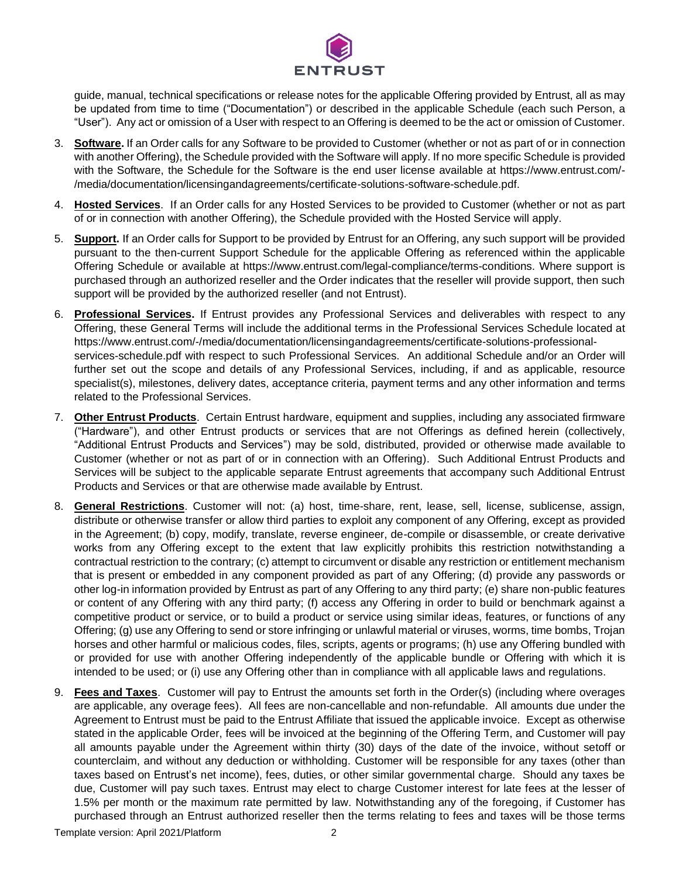guide, manual, technical specifications or release notes for the applicable Offering provided by Entrust, all as may be updated from time to time ("Documentation") or described in the applicable Schedule (each such Person, a "User"). Any act or omission of a User with respect to an Offering is deemed to be the act or omission of Customer.

3. **Software.** If an Order calls for any Software to be provided to Customer (whether or not as part of or in connection with another Offering), the Schedule provided with the Software will apply. If no more specific Schedule is provided with the Software, the Schedule for the Software is the end user license available at https://www.entrust.com/-/media/documentation/licensingandagreements/certificate-solutions-software-schedule.pdf.

4. **Hosted Services**. If an Order calls for any Hosted Services to be provided to Customer (whether or not as part of or in connection with another Offering), the Schedule provided with the Hosted Service will apply.

5. **Support.** If an Order calls for Support to be provided by Entrust for an Offering, any such support will be provided pursuant to the then-current Support Schedule for the applicable Offering as referenced within the applicable Offering Schedule or available at https://www.entrust.com/legal-compliance/terms-conditions. Where support is purchased through an authorized reseller and the Order indicates that the reseller will provide support, then such support will be provided by the authorized reseller (and not Entrust).

6. **Professional Services.** If Entrust provides any Professional Services and deliverables with respect to any Offering, these General Terms will include the additional terms in the Professional Services Schedule located at https://www.entrust.com/-/media/documentation/licensingandagreements/certificate-solutions-professional-services-schedule.pdf with respect to such Professional Services. An additional Schedule and/or an Order will further set out the scope and details of any Professional Services, including, if and as applicable, resource specialist(s), milestones, delivery dates, acceptance criteria, payment terms and any other information and terms related to the Professional Services.

7. **Other Entrust Products**. Certain Entrust hardware, equipment and supplies, including any associated firmware ("Hardware"), and other Entrust products or services that are not Offerings as defined herein (collectively, "Additional Entrust Products and Services") may be sold, distributed, provided or otherwise made available to Customer (whether or not as part of or in connection with an Offering). Such Additional Entrust Products and Services will be subject to the applicable separate Entrust agreements that accompany such Additional Entrust Products and Services or that are otherwise made available by Entrust.

8. **General Restrictions**. Customer will not: (a) host, time-share, rent, lease, sell, license, sublicense, assign, distribute or otherwise transfer or allow third parties to exploit any component of any Offering, except as provided in the Agreement; (b) copy, modify, translate, reverse engineer, de-compile or disassemble, or create derivative works from any Offering except to the extent that law explicitly prohibits this restriction notwithstanding a contractual restriction to the contrary; (c) attempt to circumvent or disable any restriction or entitlement mechanism that is present or embedded in any component provided as part of any Offering; (d) provide any passwords or other log-in information provided by Entrust as part of any Offering to any third party; (e) share non-public features or content of any Offering with any third party; (f) access any Offering in order to build or benchmark against a competitive product or service, or to build a product or service using similar ideas, features, or functions of any Offering; (g) use any Offering to send or store infringing or unlawful material or viruses, worms, time bombs, Trojan horses and other harmful or malicious codes, files, scripts, agents or programs; (h) use any Offering bundled with or provided for use with another Offering independently of the applicable bundle or Offering with which it is intended to be used; or (i) use any Offering other than in compliance with all applicable laws and regulations.

9. **Fees and Taxes**. Customer will pay to Entrust the amounts set forth in the Order(s) (including where overages are applicable, any overage fees). All fees are non-cancellable and non-refundable. All amounts due under the Agreement to Entrust must be paid to the Entrust Affiliate that issued the applicable invoice. Except as otherwise stated in the applicable Order, fees will be invoiced at the beginning of the Offering Term, and Customer will pay all amounts payable under the Agreement within thirty (30) days of the date of the invoice, without setoff or counterclaim, and without any deduction or withholding. Customer will be responsible for any taxes (other than taxes based on Entrust's net income), fees, duties, or other similar governmental charge. Should any taxes be due, Customer will pay such taxes. Entrust may elect to charge Customer interest for late fees at the lesser of 1.5% per month or the maximum rate permitted by law. Notwithstanding any of the foregoing, if Customer has purchased through an Entrust authorized reseller then the terms relating to fees and taxes will be those terms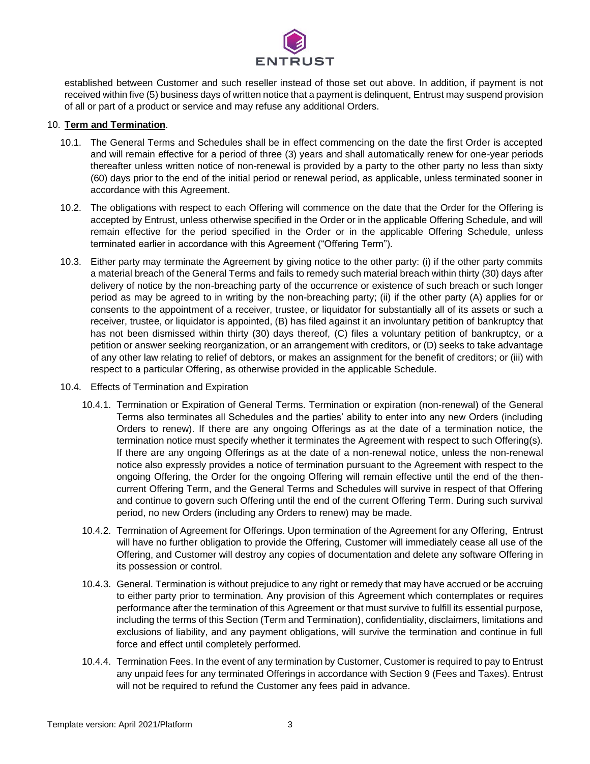established between Customer and such reseller instead of those set out above. In addition, if payment is not received within five (5) business days of written notice that a payment is delinquent, Entrust may suspend provision of all or part of a product or service and may refuse any additional Orders.

10. **Term and Termination**.

10.1. The General Terms and Schedules shall be in effect commencing on the date the first Order is accepted and will remain effective for a period of three (3) years and shall automatically renew for one-year periods thereafter unless written notice of non-renewal is provided by a party to the other party no less than sixty (60) days prior to the end of the initial period or renewal period, as applicable, unless terminated sooner in accordance with this Agreement.

10.2. The obligations with respect to each Offering will commence on the date that the Order for the Offering is accepted by Entrust, unless otherwise specified in the Order or in the applicable Offering Schedule, and will remain effective for the period specified in the Order or in the applicable Offering Schedule, unless terminated earlier in accordance with this Agreement ("Offering Term").

10.3. Either party may terminate the Agreement by giving notice to the other party: (i) if the other party commits a material breach of the General Terms and fails to remedy such material breach within thirty (30) days after delivery of notice by the non-breaching party of the occurrence or existence of such breach or such longer period as may be agreed to in writing by the non-breaching party; (ii) if the other party (A) applies for or consents to the appointment of a receiver, trustee, or liquidator for substantially all of its assets or such a receiver, trustee, or liquidator is appointed, (B) has filed against it an involuntary petition of bankruptcy that has not been dismissed within thirty (30) days thereof, (C) files a voluntary petition of bankruptcy, or a petition or answer seeking reorganization, or an arrangement with creditors, or (D) seeks to take advantage of any other law relating to relief of debtors, or makes an assignment for the benefit of creditors; or (iii) with respect to a particular Offering, as otherwise provided in the applicable Schedule.

10.4. Effects of Termination and Expiration

10.4.1. Termination or Expiration of General Terms. Termination or expiration (non-renewal) of the General Terms also terminates all Schedules and the parties' ability to enter into any new Orders (including Orders to renew). If there are any ongoing Offerings as at the date of a termination notice, the termination notice must specify whether it terminates the Agreement with respect to such Offering(s). If there are any ongoing Offerings as at the date of a non-renewal notice, unless the non-renewal notice also expressly provides a notice of termination pursuant to the Agreement with respect to the ongoing Offering, the Order for the ongoing Offering will remain effective until the end of the then-current Offering Term, and the General Terms and Schedules will survive in respect of that Offering and continue to govern such Offering until the end of the current Offering Term. During such survival period, no new Orders (including any Orders to renew) may be made.

10.4.2. Termination of Agreement for Offerings. Upon termination of the Agreement for any Offering, Entrust will have no further obligation to provide the Offering, Customer will immediately cease all use of the Offering, and Customer will destroy any copies of documentation and delete any software Offering in its possession or control.

10.4.3. General. Termination is without prejudice to any right or remedy that may have accrued or be accruing to either party prior to termination. Any provision of this Agreement which contemplates or requires performance after the termination of this Agreement or that must survive to fulfill its essential purpose, including the terms of this Section (Term and Termination), confidentiality, disclaimers, limitations and exclusions of liability, and any payment obligations, will survive the termination and continue in full force and effect until completely performed.

10.4.4. Termination Fees. In the event of any termination by Customer, Customer is required to pay to Entrust any unpaid fees for any terminated Offerings in accordance with Section 9 (Fees and Taxes). Entrust will not be required to refund the Customer any fees paid in advance.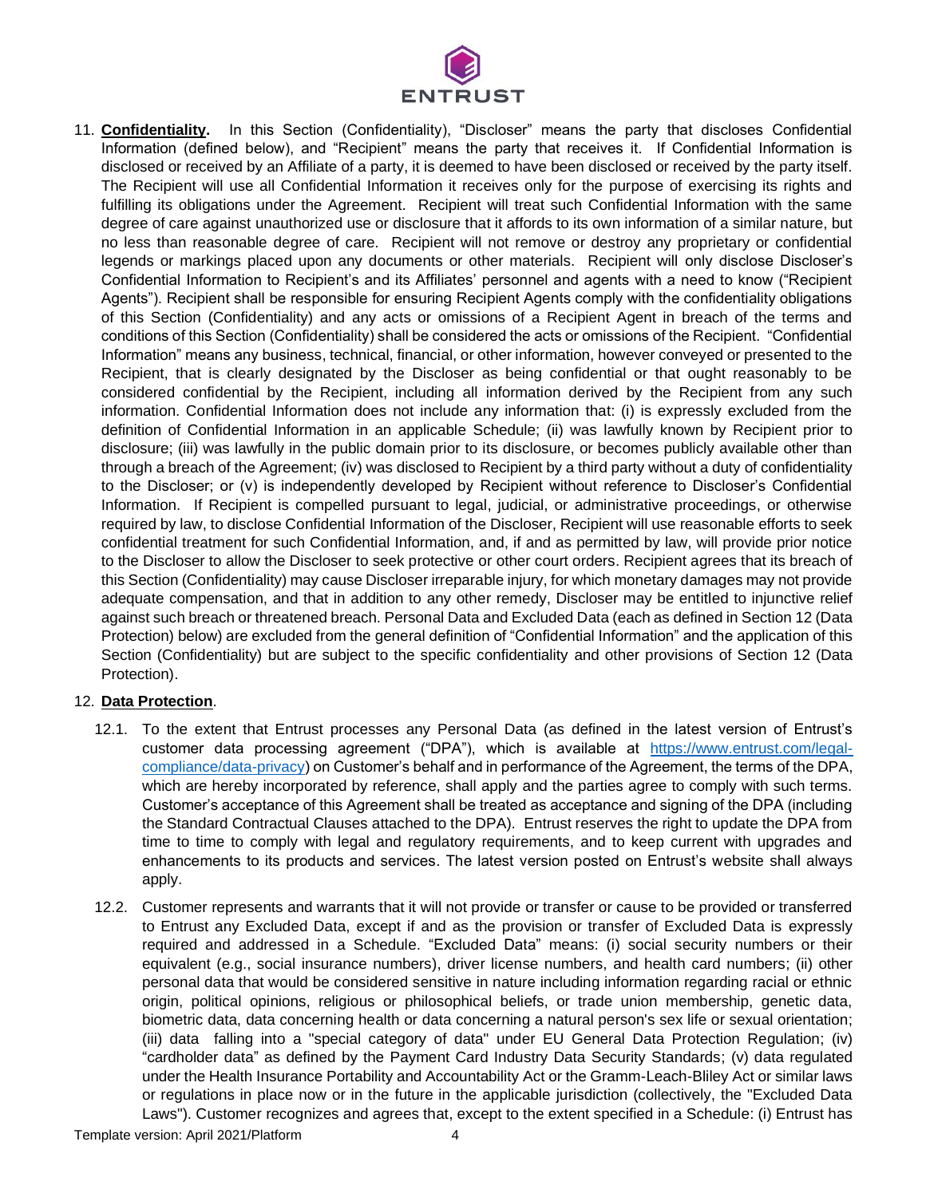11. **Confidentiality.** In this Section (Confidentiality), "Discloser" means the party that discloses Confidential Information (defined below), and "Recipient" means the party that receives it. If Confidential Information is disclosed or received by an Affiliate of a party, it is deemed to have been disclosed or received by the party itself. The Recipient will use all Confidential Information it receives only for the purpose of exercising its rights and fulfilling its obligations under the Agreement. Recipient will treat such Confidential Information with the same degree of care against unauthorized use or disclosure that it affords to its own information of a similar nature, but no less than reasonable degree of care. Recipient will not remove or destroy any proprietary or confidential legends or markings placed upon any documents or other materials. Recipient will only disclose Discloser's Confidential Information to Recipient's and its Affiliates' personnel and agents with a need to know ("Recipient Agents"). Recipient shall be responsible for ensuring Recipient Agents comply with the confidentiality obligations of this Section (Confidentiality) and any acts or omissions of a Recipient Agent in breach of the terms and conditions of this Section (Confidentiality) shall be considered the acts or omissions of the Recipient. "Confidential Information" means any business, technical, financial, or other information, however conveyed or presented to the Recipient, that is clearly designated by the Discloser as being confidential or that ought reasonably to be considered confidential by the Recipient, including all information derived by the Recipient from any such information. Confidential Information does not include any information that: (i) is expressly excluded from the definition of Confidential Information in an applicable Schedule; (ii) was lawfully known by Recipient prior to disclosure; (iii) was lawfully in the public domain prior to its disclosure, or becomes publicly available other than through a breach of the Agreement; (iv) was disclosed to Recipient by a third party without a duty of confidentiality to the Discloser; or (v) is independently developed by Recipient without reference to Discloser's Confidential Information. If Recipient is compelled pursuant to legal, judicial, or administrative proceedings, or otherwise required by law, to disclose Confidential Information of the Discloser, Recipient will use reasonable efforts to seek confidential treatment for such Confidential Information, and, if and as permitted by law, will provide prior notice to the Discloser to allow the Discloser to seek protective or other court orders. Recipient agrees that its breach of this Section (Confidentiality) may cause Discloser irreparable injury, for which monetary damages may not provide adequate compensation, and that in addition to any other remedy, Discloser may be entitled to injunctive relief against such breach or threatened breach. Personal Data and Excluded Data (each as defined in Section 12 (Data Protection) below) are excluded from the general definition of "Confidential Information" and the application of this Section (Confidentiality) but are subject to the specific confidentiality and other provisions of Section 12 (Data Protection).

12. **Data Protection**.

    12.1. To the extent that Entrust processes any Personal Data (as defined in the latest version of Entrust's customer data processing agreement ("DPA"), which is available at [https://www.entrust.com/legal-compliance/data-privacy](https://www.entrust.com/legal-compliance/data-privacy)) on Customer's behalf and in performance of the Agreement, the terms of the DPA, which are hereby incorporated by reference, shall apply and the parties agree to comply with such terms. Customer's acceptance of this Agreement shall be treated as acceptance and signing of the DPA (including the Standard Contractual Clauses attached to the DPA). Entrust reserves the right to update the DPA from time to time to comply with legal and regulatory requirements, and to keep current with upgrades and enhancements to its products and services. The latest version posted on Entrust's website shall always apply.

    12.2. Customer represents and warrants that it will not provide or transfer or cause to be provided or transferred to Entrust any Excluded Data, except if and as the provision or transfer of Excluded Data is expressly required and addressed in a Schedule. "Excluded Data" means: (i) social security numbers or their equivalent (e.g., social insurance numbers), driver license numbers, and health card numbers; (ii) other personal data that would be considered sensitive in nature including information regarding racial or ethnic origin, political opinions, religious or philosophical beliefs, or trade union membership, genetic data, biometric data, data concerning health or data concerning a natural person's sex life or sexual orientation; (iii) data falling into a "special category of data" under EU General Data Protection Regulation; (iv) "cardholder data" as defined by the Payment Card Industry Data Security Standards; (v) data regulated under the Health Insurance Portability and Accountability Act or the Gramm-Leach-Bliley Act or similar laws or regulations in place now or in the future in the applicable jurisdiction (collectively, the "Excluded Data Laws"). Customer recognizes and agrees that, except to the extent specified in a Schedule: (i) Entrust has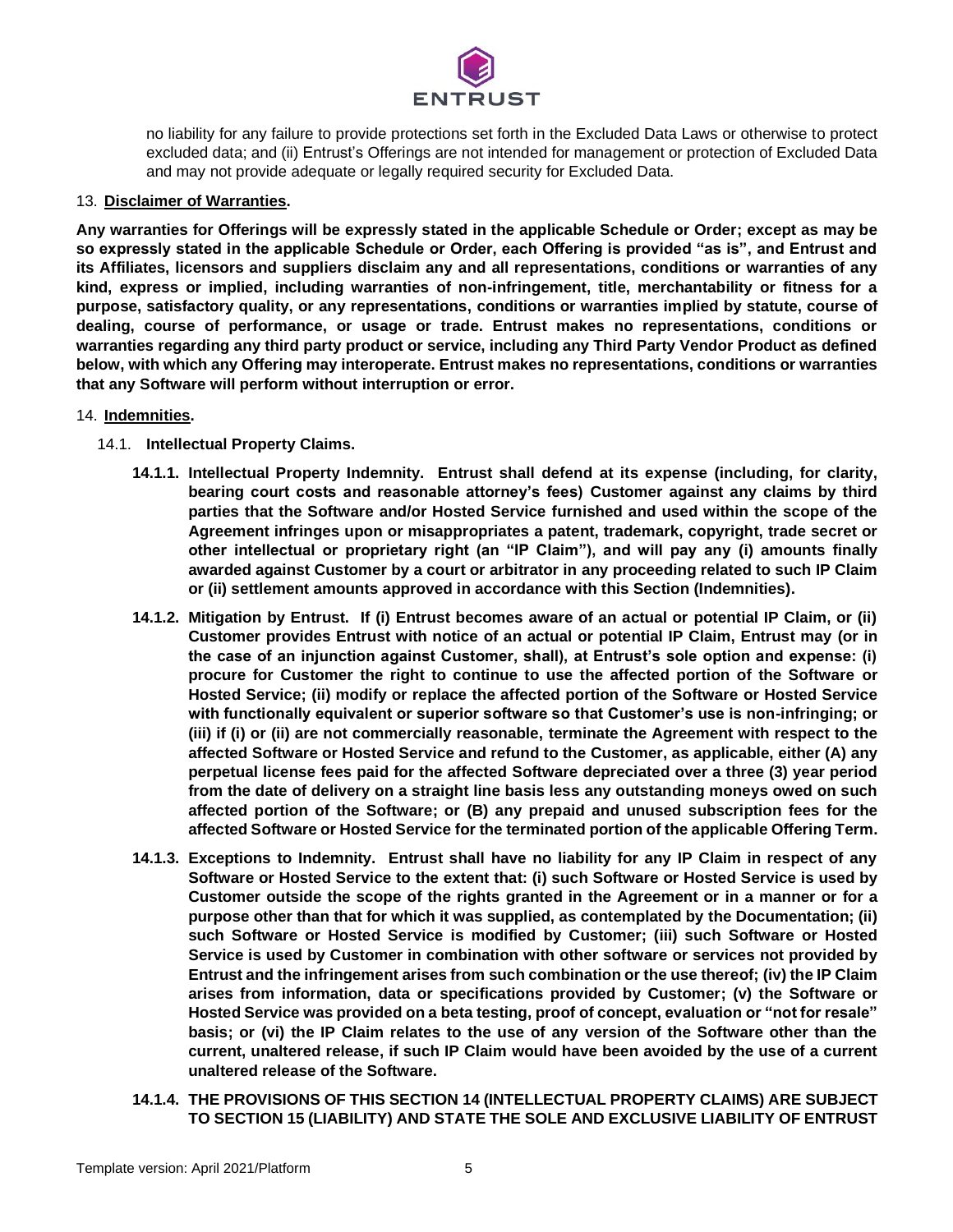no liability for any failure to provide protections set forth in the Excluded Data Laws or otherwise to protect excluded data; and (ii) Entrust's Offerings are not intended for management or protection of Excluded Data and may not provide adequate or legally required security for Excluded Data.

13. **Disclaimer of Warranties.**

**Any warranties for Offerings will be expressly stated in the applicable Schedule or Order; except as may be so expressly stated in the applicable Schedule or Order, each Offering is provided "as is", and Entrust and its Affiliates, licensors and suppliers disclaim any and all representations, conditions or warranties of any kind, express or implied, including warranties of non-infringement, title, merchantability or fitness for a purpose, satisfactory quality, or any representations, conditions or warranties implied by statute, course of dealing, course of performance, or usage or trade. Entrust makes no representations, conditions or warranties regarding any third party product or service, including any Third Party Vendor Product as defined below, with which any Offering may interoperate. Entrust makes no representations, conditions or warranties that any Software will perform without interruption or error.**

14. **Indemnities.**

14.1. **Intellectual Property Claims.**

**14.1.1. Intellectual Property Indemnity. Entrust shall defend at its expense (including, for clarity, bearing court costs and reasonable attorney's fees) Customer against any claims by third parties that the Software and/or Hosted Service furnished and used within the scope of the Agreement infringes upon or misappropriates a patent, trademark, copyright, trade secret or other intellectual or proprietary right (an "IP Claim"), and will pay any (i) amounts finally awarded against Customer by a court or arbitrator in any proceeding related to such IP Claim or (ii) settlement amounts approved in accordance with this Section (Indemnities).**

**14.1.2. Mitigation by Entrust. If (i) Entrust becomes aware of an actual or potential IP Claim, or (ii) Customer provides Entrust with notice of an actual or potential IP Claim, Entrust may (or in the case of an injunction against Customer, shall), at Entrust's sole option and expense: (i) procure for Customer the right to continue to use the affected portion of the Software or Hosted Service; (ii) modify or replace the affected portion of the Software or Hosted Service with functionally equivalent or superior software so that Customer's use is non-infringing; or (iii) if (i) or (ii) are not commercially reasonable, terminate the Agreement with respect to the affected Software or Hosted Service and refund to the Customer, as applicable, either (A) any perpetual license fees paid for the affected Software depreciated over a three (3) year period from the date of delivery on a straight line basis less any outstanding moneys owed on such affected portion of the Software; or (B) any prepaid and unused subscription fees for the affected Software or Hosted Service for the terminated portion of the applicable Offering Term.**

**14.1.3. Exceptions to Indemnity. Entrust shall have no liability for any IP Claim in respect of any Software or Hosted Service to the extent that: (i) such Software or Hosted Service is used by Customer outside the scope of the rights granted in the Agreement or in a manner or for a purpose other than that for which it was supplied, as contemplated by the Documentation; (ii) such Software or Hosted Service is modified by Customer; (iii) such Software or Hosted Service is used by Customer in combination with other software or services not provided by Entrust and the infringement arises from such combination or the use thereof; (iv) the IP Claim arises from information, data or specifications provided by Customer; (v) the Software or Hosted Service was provided on a beta testing, proof of concept, evaluation or "not for resale" basis; or (vi) the IP Claim relates to the use of any version of the Software other than the current, unaltered release, if such IP Claim would have been avoided by the use of a current unaltered release of the Software.**

**14.1.4. THE PROVISIONS OF THIS SECTION 14 (INTELLECTUAL PROPERTY CLAIMS) ARE SUBJECT TO SECTION 15 (LIABILITY) AND STATE THE SOLE AND EXCLUSIVE LIABILITY OF ENTRUST**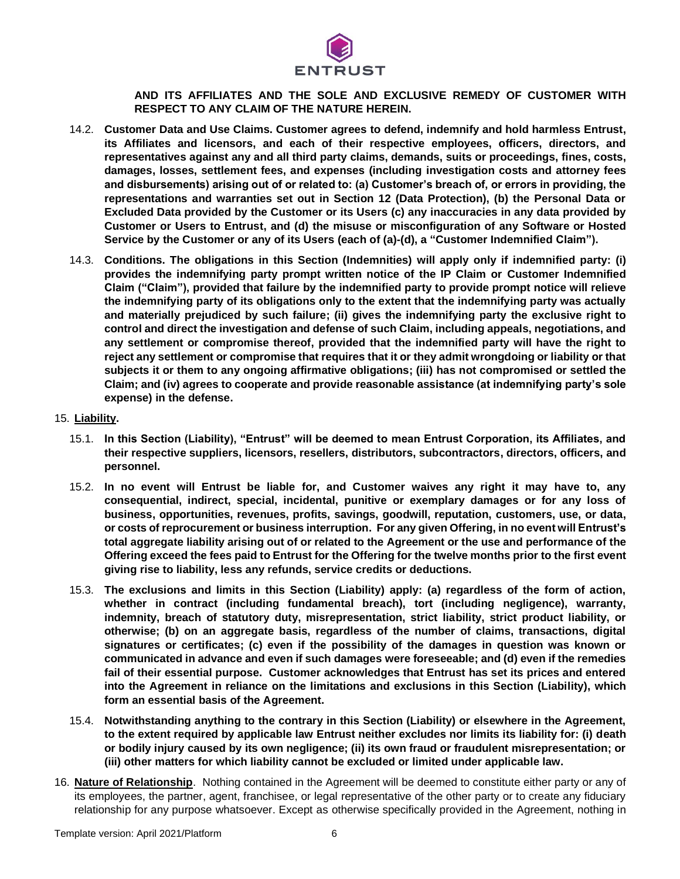**AND ITS AFFILIATES AND THE SOLE AND EXCLUSIVE REMEDY OF CUSTOMER WITH RESPECT TO ANY CLAIM OF THE NATURE HEREIN.**

14.2. **Customer Data and Use Claims. Customer agrees to defend, indemnify and hold harmless Entrust, its Affiliates and licensors, and each of their respective employees, officers, directors, and representatives against any and all third party claims, demands, suits or proceedings, fines, costs, damages, losses, settlement fees, and expenses (including investigation costs and attorney fees and disbursements) arising out of or related to: (a) Customer's breach of, or errors in providing, the representations and warranties set out in Section 12 (Data Protection), (b) the Personal Data or Excluded Data provided by the Customer or its Users (c) any inaccuracies in any data provided by Customer or Users to Entrust, and (d) the misuse or misconfiguration of any Software or Hosted Service by the Customer or any of its Users (each of (a)-(d), a "Customer Indemnified Claim").**

14.3. **Conditions. The obligations in this Section (Indemnities) will apply only if indemnified party: (i) provides the indemnifying party prompt written notice of the IP Claim or Customer Indemnified Claim ("Claim"), provided that failure by the indemnified party to provide prompt notice will relieve the indemnifying party of its obligations only to the extent that the indemnifying party was actually and materially prejudiced by such failure; (ii) gives the indemnifying party the exclusive right to control and direct the investigation and defense of such Claim, including appeals, negotiations, and any settlement or compromise thereof, provided that the indemnified party will have the right to reject any settlement or compromise that requires that it or they admit wrongdoing or liability or that subjects it or them to any ongoing affirmative obligations; (iii) has not compromised or settled the Claim; and (iv) agrees to cooperate and provide reasonable assistance (at indemnifying party's sole expense) in the defense.**

15. **Liability.**

15.1. **In this Section (Liability), "Entrust" will be deemed to mean Entrust Corporation, its Affiliates, and their respective suppliers, licensors, resellers, distributors, subcontractors, directors, officers, and personnel.**

15.2. **In no event will Entrust be liable for, and Customer waives any right it may have to, any consequential, indirect, special, incidental, punitive or exemplary damages or for any loss of business, opportunities, revenues, profits, savings, goodwill, reputation, customers, use, or data, or costs of reprocurement or business interruption. For any given Offering, in no event will Entrust's total aggregate liability arising out of or related to the Agreement or the use and performance of the Offering exceed the fees paid to Entrust for the Offering for the twelve months prior to the first event giving rise to liability, less any refunds, service credits or deductions.**

15.3. **The exclusions and limits in this Section (Liability) apply: (a) regardless of the form of action, whether in contract (including fundamental breach), tort (including negligence), warranty, indemnity, breach of statutory duty, misrepresentation, strict liability, strict product liability, or otherwise; (b) on an aggregate basis, regardless of the number of claims, transactions, digital signatures or certificates; (c) even if the possibility of the damages in question was known or communicated in advance and even if such damages were foreseeable; and (d) even if the remedies fail of their essential purpose. Customer acknowledges that Entrust has set its prices and entered into the Agreement in reliance on the limitations and exclusions in this Section (Liability), which form an essential basis of the Agreement.**

15.4. **Notwithstanding anything to the contrary in this Section (Liability) or elsewhere in the Agreement, to the extent required by applicable law Entrust neither excludes nor limits its liability for: (i) death or bodily injury caused by its own negligence; (ii) its own fraud or fraudulent misrepresentation; or (iii) other matters for which liability cannot be excluded or limited under applicable law.**

16. **Nature of Relationship**. Nothing contained in the Agreement will be deemed to constitute either party or any of its employees, the partner, agent, franchisee, or legal representative of the other party or to create any fiduciary relationship for any purpose whatsoever. Except as otherwise specifically provided in the Agreement, nothing in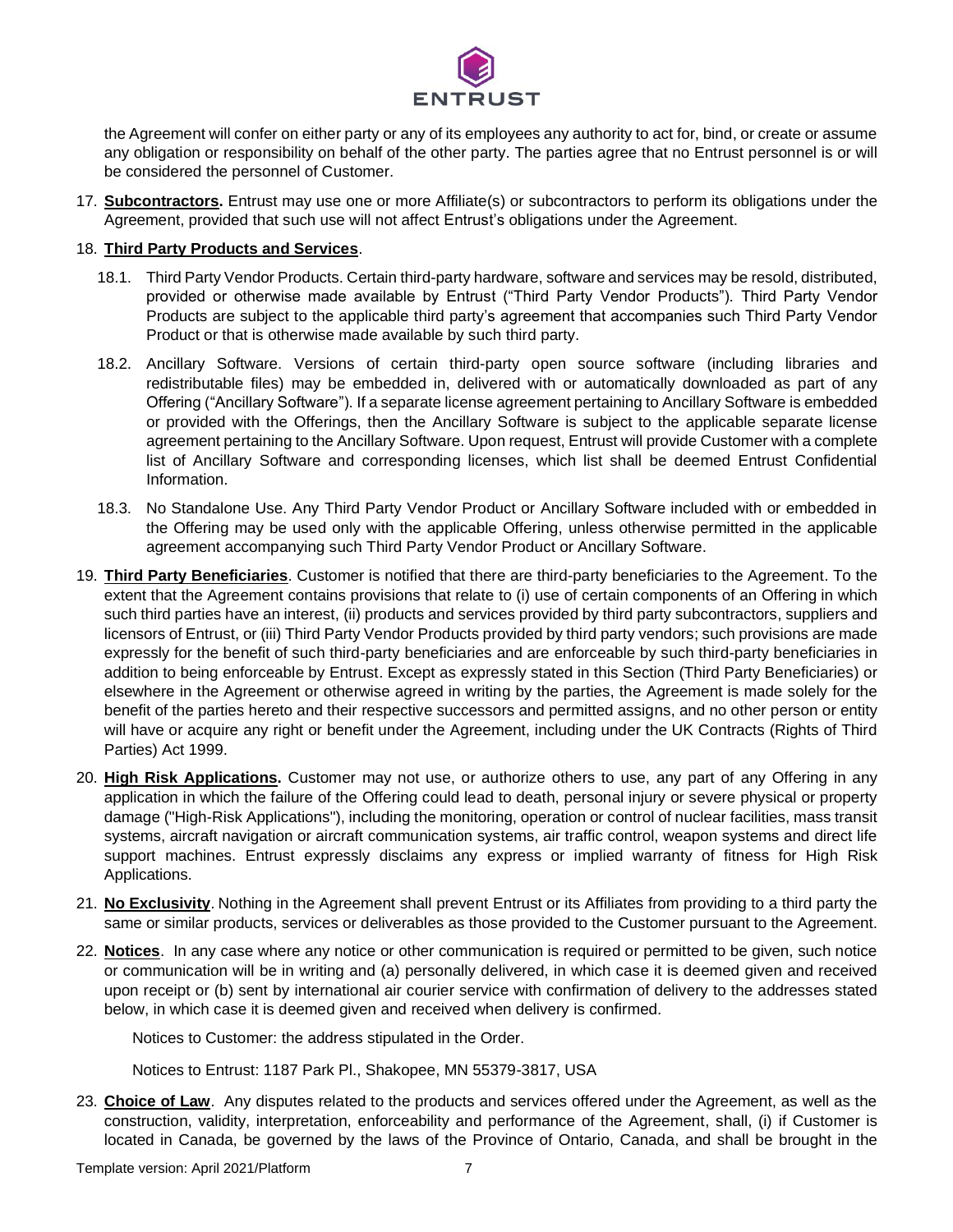the Agreement will confer on either party or any of its employees any authority to act for, bind, or create or assume any obligation or responsibility on behalf of the other party. The parties agree that no Entrust personnel is or will be considered the personnel of Customer.

17. **Subcontractors.** Entrust may use one or more Affiliate(s) or subcontractors to perform its obligations under the Agreement, provided that such use will not affect Entrust's obligations under the Agreement.

18. **Third Party Products and Services**.

    18.1. Third Party Vendor Products. Certain third-party hardware, software and services may be resold, distributed, provided or otherwise made available by Entrust ("Third Party Vendor Products"). Third Party Vendor Products are subject to the applicable third party's agreement that accompanies such Third Party Vendor Product or that is otherwise made available by such third party.

    18.2. Ancillary Software. Versions of certain third-party open source software (including libraries and redistributable files) may be embedded in, delivered with or automatically downloaded as part of any Offering ("Ancillary Software"). If a separate license agreement pertaining to Ancillary Software is embedded or provided with the Offerings, then the Ancillary Software is subject to the applicable separate license agreement pertaining to the Ancillary Software. Upon request, Entrust will provide Customer with a complete list of Ancillary Software and corresponding licenses, which list shall be deemed Entrust Confidential Information.

    18.3. No Standalone Use. Any Third Party Vendor Product or Ancillary Software included with or embedded in the Offering may be used only with the applicable Offering, unless otherwise permitted in the applicable agreement accompanying such Third Party Vendor Product or Ancillary Software.

19. **Third Party Beneficiaries**. Customer is notified that there are third-party beneficiaries to the Agreement. To the extent that the Agreement contains provisions that relate to (i) use of certain components of an Offering in which such third parties have an interest, (ii) products and services provided by third party subcontractors, suppliers and licensors of Entrust, or (iii) Third Party Vendor Products provided by third party vendors; such provisions are made expressly for the benefit of such third-party beneficiaries and are enforceable by such third-party beneficiaries in addition to being enforceable by Entrust. Except as expressly stated in this Section (Third Party Beneficiaries) or elsewhere in the Agreement or otherwise agreed in writing by the parties, the Agreement is made solely for the benefit of the parties hereto and their respective successors and permitted assigns, and no other person or entity will have or acquire any right or benefit under the Agreement, including under the UK Contracts (Rights of Third Parties) Act 1999.

20. **High Risk Applications.** Customer may not use, or authorize others to use, any part of any Offering in any application in which the failure of the Offering could lead to death, personal injury or severe physical or property damage ("High-Risk Applications"), including the monitoring, operation or control of nuclear facilities, mass transit systems, aircraft navigation or aircraft communication systems, air traffic control, weapon systems and direct life support machines. Entrust expressly disclaims any express or implied warranty of fitness for High Risk Applications.

21. **No Exclusivity**. Nothing in the Agreement shall prevent Entrust or its Affiliates from providing to a third party the same or similar products, services or deliverables as those provided to the Customer pursuant to the Agreement.

22. **Notices**. In any case where any notice or other communication is required or permitted to be given, such notice or communication will be in writing and (a) personally delivered, in which case it is deemed given and received upon receipt or (b) sent by international air courier service with confirmation of delivery to the addresses stated below, in which case it is deemed given and received when delivery is confirmed.

    Notices to Customer: the address stipulated in the Order.

    Notices to Entrust: 1187 Park Pl., Shakopee, MN 55379-3817, USA

23. **Choice of Law**. Any disputes related to the products and services offered under the Agreement, as well as the construction, validity, interpretation, enforceability and performance of the Agreement, shall, (i) if Customer is located in Canada, be governed by the laws of the Province of Ontario, Canada, and shall be brought in the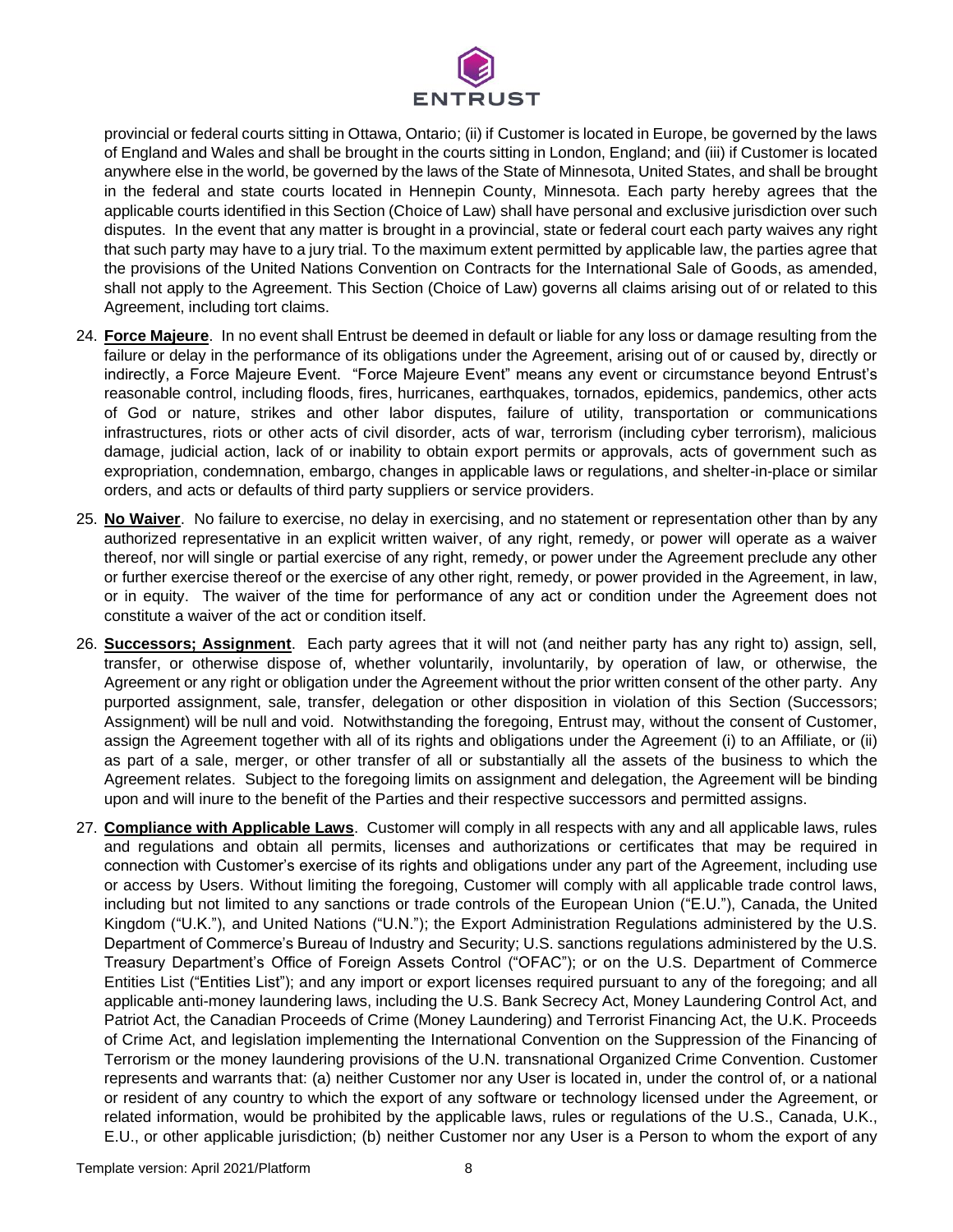provincial or federal courts sitting in Ottawa, Ontario; (ii) if Customer is located in Europe, be governed by the laws of England and Wales and shall be brought in the courts sitting in London, England; and (iii) if Customer is located anywhere else in the world, be governed by the laws of the State of Minnesota, United States, and shall be brought in the federal and state courts located in Hennepin County, Minnesota. Each party hereby agrees that the applicable courts identified in this Section (Choice of Law) shall have personal and exclusive jurisdiction over such disputes. In the event that any matter is brought in a provincial, state or federal court each party waives any right that such party may have to a jury trial. To the maximum extent permitted by applicable law, the parties agree that the provisions of the United Nations Convention on Contracts for the International Sale of Goods, as amended, shall not apply to the Agreement. This Section (Choice of Law) governs all claims arising out of or related to this Agreement, including tort claims.

24. **Force Majeure**. In no event shall Entrust be deemed in default or liable for any loss or damage resulting from the failure or delay in the performance of its obligations under the Agreement, arising out of or caused by, directly or indirectly, a Force Majeure Event. "Force Majeure Event" means any event or circumstance beyond Entrust's reasonable control, including floods, fires, hurricanes, earthquakes, tornados, epidemics, pandemics, other acts of God or nature, strikes and other labor disputes, failure of utility, transportation or communications infrastructures, riots or other acts of civil disorder, acts of war, terrorism (including cyber terrorism), malicious damage, judicial action, lack of or inability to obtain export permits or approvals, acts of government such as expropriation, condemnation, embargo, changes in applicable laws or regulations, and shelter-in-place or similar orders, and acts or defaults of third party suppliers or service providers.

25. **No Waiver**. No failure to exercise, no delay in exercising, and no statement or representation other than by any authorized representative in an explicit written waiver, of any right, remedy, or power will operate as a waiver thereof, nor will single or partial exercise of any right, remedy, or power under the Agreement preclude any other or further exercise thereof or the exercise of any other right, remedy, or power provided in the Agreement, in law, or in equity. The waiver of the time for performance of any act or condition under the Agreement does not constitute a waiver of the act or condition itself.

26. **Successors; Assignment**. Each party agrees that it will not (and neither party has any right to) assign, sell, transfer, or otherwise dispose of, whether voluntarily, involuntarily, by operation of law, or otherwise, the Agreement or any right or obligation under the Agreement without the prior written consent of the other party. Any purported assignment, sale, transfer, delegation or other disposition in violation of this Section (Successors; Assignment) will be null and void. Notwithstanding the foregoing, Entrust may, without the consent of Customer, assign the Agreement together with all of its rights and obligations under the Agreement (i) to an Affiliate, or (ii) as part of a sale, merger, or other transfer of all or substantially all the assets of the business to which the Agreement relates. Subject to the foregoing limits on assignment and delegation, the Agreement will be binding upon and will inure to the benefit of the Parties and their respective successors and permitted assigns.

27. **Compliance with Applicable Laws**. Customer will comply in all respects with any and all applicable laws, rules and regulations and obtain all permits, licenses and authorizations or certificates that may be required in connection with Customer's exercise of its rights and obligations under any part of the Agreement, including use or access by Users. Without limiting the foregoing, Customer will comply with all applicable trade control laws, including but not limited to any sanctions or trade controls of the European Union ("E.U."), Canada, the United Kingdom ("U.K."), and United Nations ("U.N."); the Export Administration Regulations administered by the U.S. Department of Commerce's Bureau of Industry and Security; U.S. sanctions regulations administered by the U.S. Treasury Department's Office of Foreign Assets Control ("OFAC"); or on the U.S. Department of Commerce Entities List ("Entities List"); and any import or export licenses required pursuant to any of the foregoing; and all applicable anti-money laundering laws, including the U.S. Bank Secrecy Act, Money Laundering Control Act, and Patriot Act, the Canadian Proceeds of Crime (Money Laundering) and Terrorist Financing Act, the U.K. Proceeds of Crime Act, and legislation implementing the International Convention on the Suppression of the Financing of Terrorism or the money laundering provisions of the U.N. transnational Organized Crime Convention. Customer represents and warrants that: (a) neither Customer nor any User is located in, under the control of, or a national or resident of any country to which the export of any software or technology licensed under the Agreement, or related information, would be prohibited by the applicable laws, rules or regulations of the U.S., Canada, U.K., E.U., or other applicable jurisdiction; (b) neither Customer nor any User is a Person to whom the export of any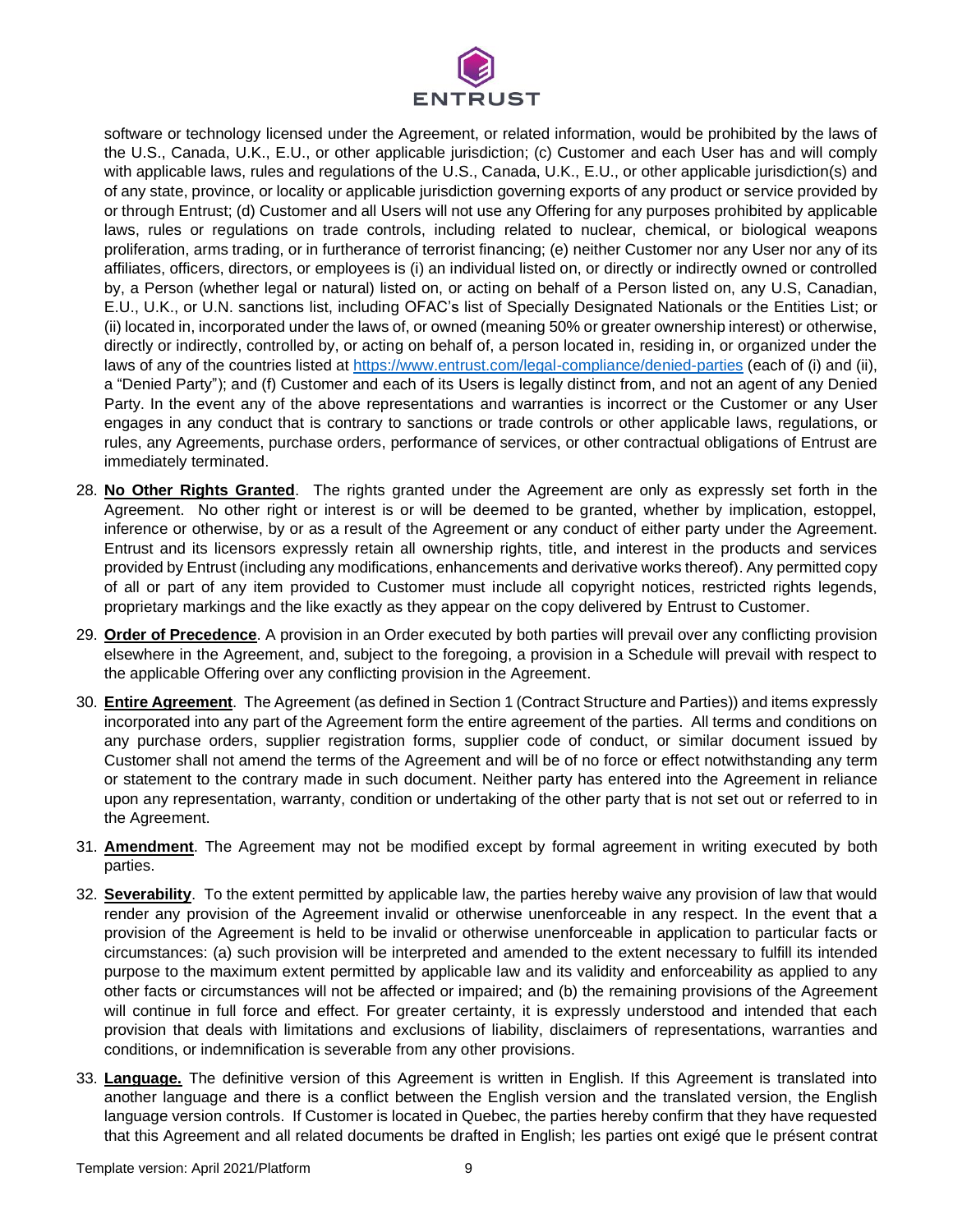software or technology licensed under the Agreement, or related information, would be prohibited by the laws of the U.S., Canada, U.K., E.U., or other applicable jurisdiction; (c) Customer and each User has and will comply with applicable laws, rules and regulations of the U.S., Canada, U.K., E.U., or other applicable jurisdiction(s) and of any state, province, or locality or applicable jurisdiction governing exports of any product or service provided by or through Entrust; (d) Customer and all Users will not use any Offering for any purposes prohibited by applicable laws, rules or regulations on trade controls, including related to nuclear, chemical, or biological weapons proliferation, arms trading, or in furtherance of terrorist financing; (e) neither Customer nor any User nor any of its affiliates, officers, directors, or employees is (i) an individual listed on, or directly or indirectly owned or controlled by, a Person (whether legal or natural) listed on, or acting on behalf of a Person listed on, any U.S, Canadian, E.U., U.K., or U.N. sanctions list, including OFAC's list of Specially Designated Nationals or the Entities List; or (ii) located in, incorporated under the laws of, or owned (meaning 50% or greater ownership interest) or otherwise, directly or indirectly, controlled by, or acting on behalf of, a person located in, residing in, or organized under the laws of any of the countries listed at https://www.entrust.com/legal-compliance/denied-parties (each of (i) and (ii), a "Denied Party"); and (f) Customer and each of its Users is legally distinct from, and not an agent of any Denied Party. In the event any of the above representations and warranties is incorrect or the Customer or any User engages in any conduct that is contrary to sanctions or trade controls or other applicable laws, regulations, or rules, any Agreements, purchase orders, performance of services, or other contractual obligations of Entrust are immediately terminated.

28. **No Other Rights Granted**. The rights granted under the Agreement are only as expressly set forth in the Agreement. No other right or interest is or will be deemed to be granted, whether by implication, estoppel, inference or otherwise, by or as a result of the Agreement or any conduct of either party under the Agreement. Entrust and its licensors expressly retain all ownership rights, title, and interest in the products and services provided by Entrust (including any modifications, enhancements and derivative works thereof). Any permitted copy of all or part of any item provided to Customer must include all copyright notices, restricted rights legends, proprietary markings and the like exactly as they appear on the copy delivered by Entrust to Customer.

29. **Order of Precedence**. A provision in an Order executed by both parties will prevail over any conflicting provision elsewhere in the Agreement, and, subject to the foregoing, a provision in a Schedule will prevail with respect to the applicable Offering over any conflicting provision in the Agreement.

30. **Entire Agreement**. The Agreement (as defined in Section 1 (Contract Structure and Parties)) and items expressly incorporated into any part of the Agreement form the entire agreement of the parties. All terms and conditions on any purchase orders, supplier registration forms, supplier code of conduct, or similar document issued by Customer shall not amend the terms of the Agreement and will be of no force or effect notwithstanding any term or statement to the contrary made in such document. Neither party has entered into the Agreement in reliance upon any representation, warranty, condition or undertaking of the other party that is not set out or referred to in the Agreement.

31. **Amendment**. The Agreement may not be modified except by formal agreement in writing executed by both parties.

32. **Severability**. To the extent permitted by applicable law, the parties hereby waive any provision of law that would render any provision of the Agreement invalid or otherwise unenforceable in any respect. In the event that a provision of the Agreement is held to be invalid or otherwise unenforceable in application to particular facts or circumstances: (a) such provision will be interpreted and amended to the extent necessary to fulfill its intended purpose to the maximum extent permitted by applicable law and its validity and enforceability as applied to any other facts or circumstances will not be affected or impaired; and (b) the remaining provisions of the Agreement will continue in full force and effect. For greater certainty, it is expressly understood and intended that each provision that deals with limitations and exclusions of liability, disclaimers of representations, warranties and conditions, or indemnification is severable from any other provisions.

33. **Language.** The definitive version of this Agreement is written in English. If this Agreement is translated into another language and there is a conflict between the English version and the translated version, the English language version controls. If Customer is located in Quebec, the parties hereby confirm that they have requested that this Agreement and all related documents be drafted in English; les parties ont exigé que le présent contrat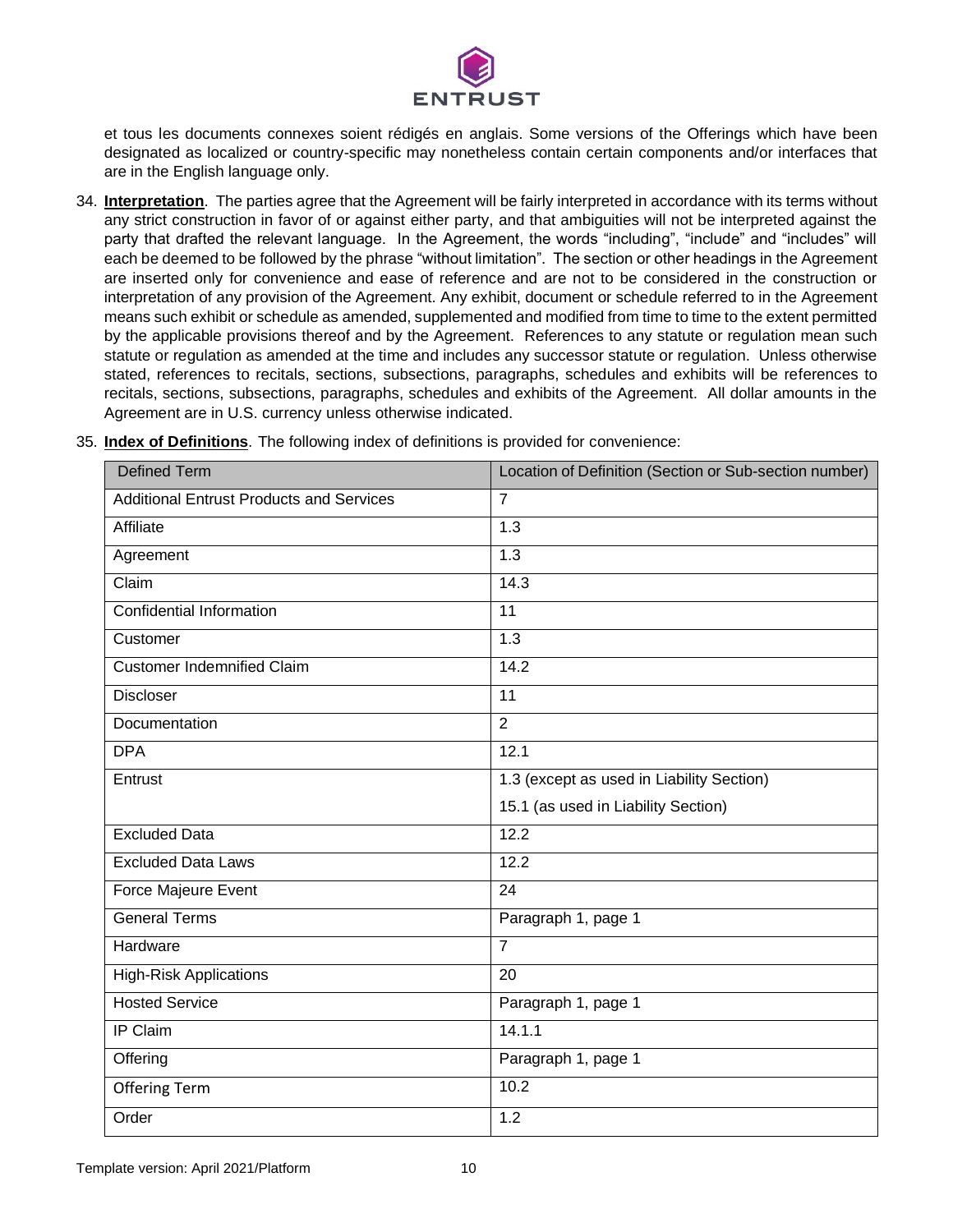et tous les documents connexes soient rédigés en anglais. Some versions of the Offerings which have been designated as localized or country-specific may nonetheless contain certain components and/or interfaces that are in the English language only.

34. **Interpretation**. The parties agree that the Agreement will be fairly interpreted in accordance with its terms without any strict construction in favor of or against either party, and that ambiguities will not be interpreted against the party that drafted the relevant language. In the Agreement, the words "including", "include" and "includes" will each be deemed to be followed by the phrase "without limitation". The section or other headings in the Agreement are inserted only for convenience and ease of reference and are not to be considered in the construction or interpretation of any provision of the Agreement. Any exhibit, document or schedule referred to in the Agreement means such exhibit or schedule as amended, supplemented and modified from time to time to the extent permitted by the applicable provisions thereof and by the Agreement. References to any statute or regulation mean such statute or regulation as amended at the time and includes any successor statute or regulation. Unless otherwise stated, references to recitals, sections, subsections, paragraphs, schedules and exhibits will be references to recitals, sections, subsections, paragraphs, schedules and exhibits of the Agreement. All dollar amounts in the Agreement are in U.S. currency unless otherwise indicated.

35. **Index of Definitions**. The following index of definitions is provided for convenience:

| Defined Term | Location of Definition (Section or Sub-section number) |
|---|---|
| Additional Entrust Products and Services | 7 |
| Affiliate | 1.3 |
| Agreement | 1.3 |
| Claim | 14.3 |
| Confidential Information | 11 |
| Customer | 1.3 |
| Customer Indemnified Claim | 14.2 |
| Discloser | 11 |
| Documentation | 2 |
| DPA | 12.1 |
| Entrust | 1.3 (except as used in Liability Section)<br>15.1 (as used in Liability Section) |
| Excluded Data | 12.2 |
| Excluded Data Laws | 12.2 |
| Force Majeure Event | 24 |
| General Terms | Paragraph 1, page 1 |
| Hardware | 7 |
| High-Risk Applications | 20 |
| Hosted Service | Paragraph 1, page 1 |
| IP Claim | 14.1.1 |
| Offering | Paragraph 1, page 1 |
| Offering Term | 10.2 |
| Order | 1.2 |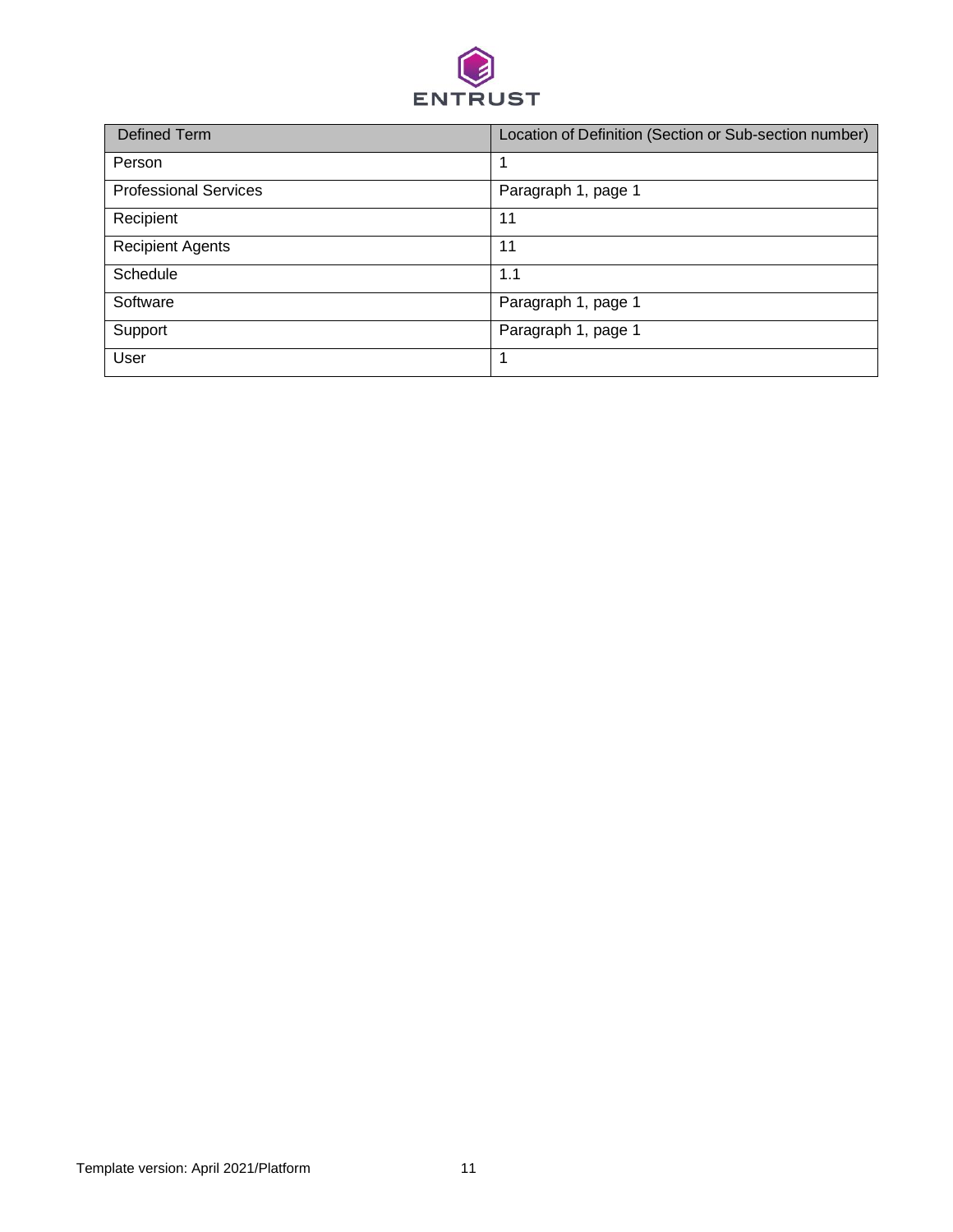| Defined Term | Location of Definition (Section or Sub-section number) |
|---|---|
| Person | 1 |
| Professional Services | Paragraph 1, page 1 |
| Recipient | 11 |
| Recipient Agents | 11 |
| Schedule | 1.1 |
| Software | Paragraph 1, page 1 |
| Support | Paragraph 1, page 1 |
| User | 1 |